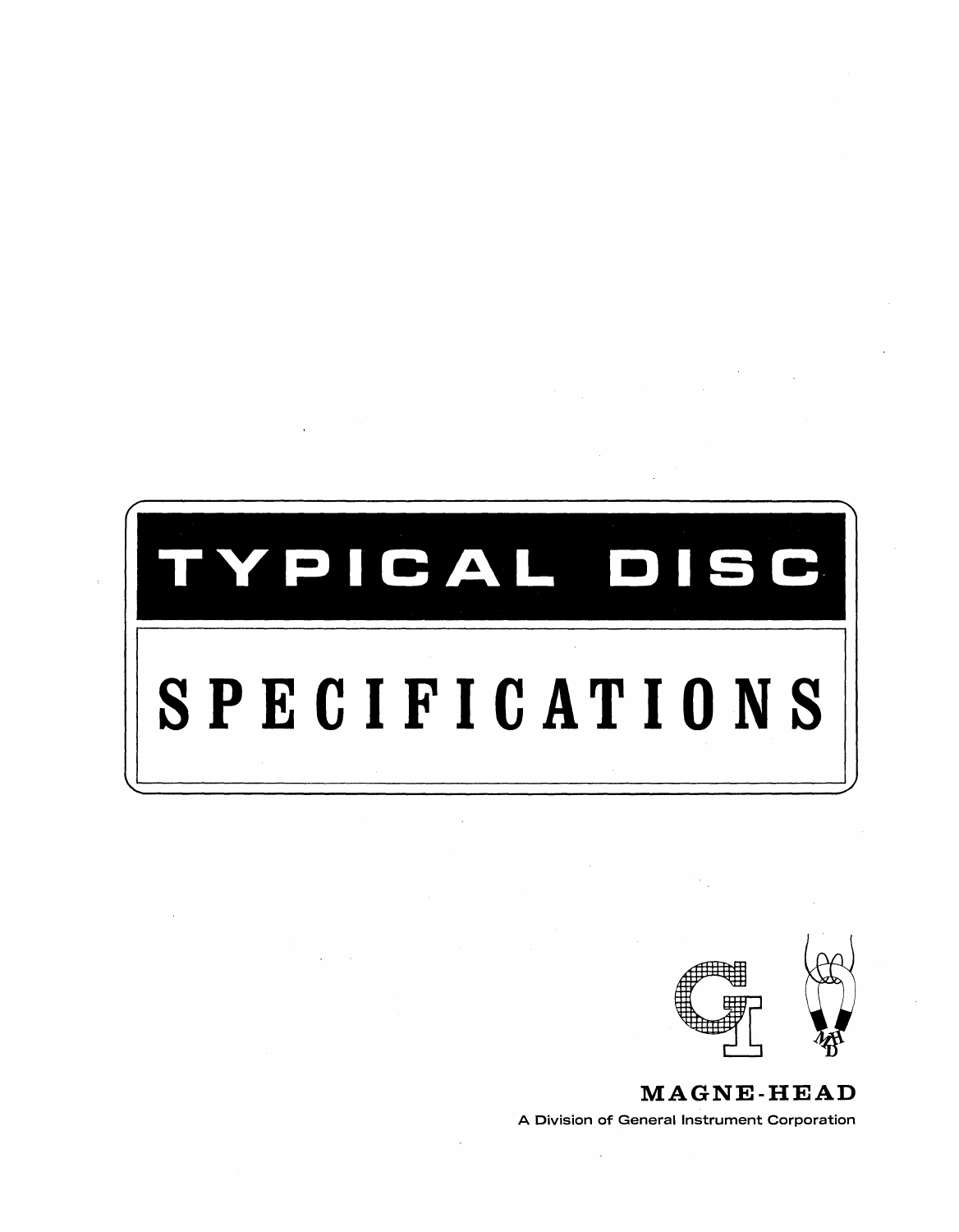# TYPICAL DISC

# SPECIFICATIONS

MAGNE-HEAD

A Division of General Instrument Corporation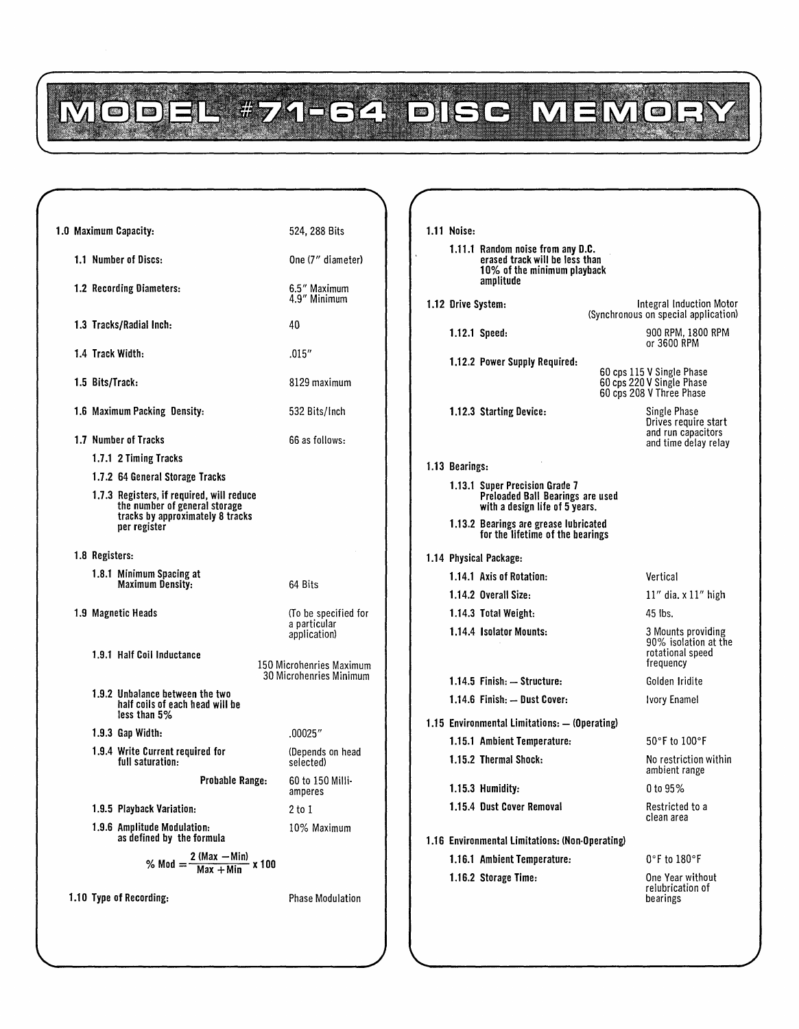# MODEL #71-64 DISC MEMORY

**1.0 Maximum Capacity:** 524, 288 Bits

- **1.1 Number of Discs:** One (7″ diameter)
- **1.2 Recording Diameters:** 6.5″ Maximum, 4.9″ Minimum
- **1.3 Tracks/Radial Inch:** 40
- **1.4 Track Width:** .015″
- **1.5 Bits/Track:** 8129 maximum
- **1.6 Maximum Packing Density:** 532 Bits/Inch
- **1.7 Number of Tracks** 66 as follows:
  - **1.7.1 2 Timing Tracks**
  - **1.7.2 64 General Storage Tracks**
  - **1.7.3 Registers, if required, will reduce the number of general storage tracks by approximately 8 tracks per register**
- **1.8 Registers:**
  - **1.8.1 Minimum Spacing at Maximum Density:** 64 Bits
- **1.9 Magnetic Heads** (To be specified for a particular application)
  - **1.9.1 Half Coil Inductance** 150 Microhenries Maximum, 30 Microhenries Minimum
  - **1.9.2 Unbalance between the two half coils of each head will be less than 5%**
  - **1.9.3 Gap Width:** .00025″
  - **1.9.4 Write Current required for full saturation:** (Depends on head selected)
    **Probable Range:** 60 to 150 Milliamperes
  - **1.9.5 Playback Variation:** 2 to 1
  - **1.9.6 Amplitude Modulation: as defined by the formula** 10% Maximum

$$\% \text{ Mod} = \frac{2\,(\text{Max} - \text{Min})}{\text{Max} + \text{Min}} \times 100$$

- **1.10 Type of Recording:** Phase Modulation
- **1.11 Noise:**
  - **1.11.1 Random noise from any D.C. erased track will be less than 10% of the minimum playback amplitude**
- **1.12 Drive System:** Integral Induction Motor (Synchronous on special application)
  - **1.12.1 Speed:** 900 RPM, 1800 RPM or 3600 RPM
  - **1.12.2 Power Supply Required:** 60 cps 115 V Single Phase; 60 cps 220 V Single Phase; 60 cps 208 V Three Phase
  - **1.12.3 Starting Device:** Single Phase Drives require start and run capacitors and time delay relay
- **1.13 Bearings:**
  - **1.13.1 Super Precision Grade 7 Preloaded Ball Bearings are used with a design life of 5 years.**
  - **1.13.2 Bearings are grease lubricated for the lifetime of the bearings**
- **1.14 Physical Package:**
  - **1.14.1 Axis of Rotation:** Vertical
  - **1.14.2 Overall Size:** 11″ dia. x 11″ high
  - **1.14.3 Total Weight:** 45 lbs.
  - **1.14.4 Isolator Mounts:** 3 Mounts providing 90% isolation at the rotational speed frequency
  - **1.14.5 Finish: — Structure:** Golden Iridite
  - **1.14.6 Finish: — Dust Cover:** Ivory Enamel
- **1.15 Environmental Limitations: — (Operating)**
  - **1.15.1 Ambient Temperature:** 50°F to 100°F
  - **1.15.2 Thermal Shock:** No restriction within ambient range
  - **1.15.3 Humidity:** 0 to 95%
  - **1.15.4 Dust Cover Removal** Restricted to a clean area
- **1.16 Environmental Limitations: (Non-Operating)**
  - **1.16.1 Ambient Temperature:** 0°F to 180°F
  - **1.16.2 Storage Time:** One Year without relubrication of bearings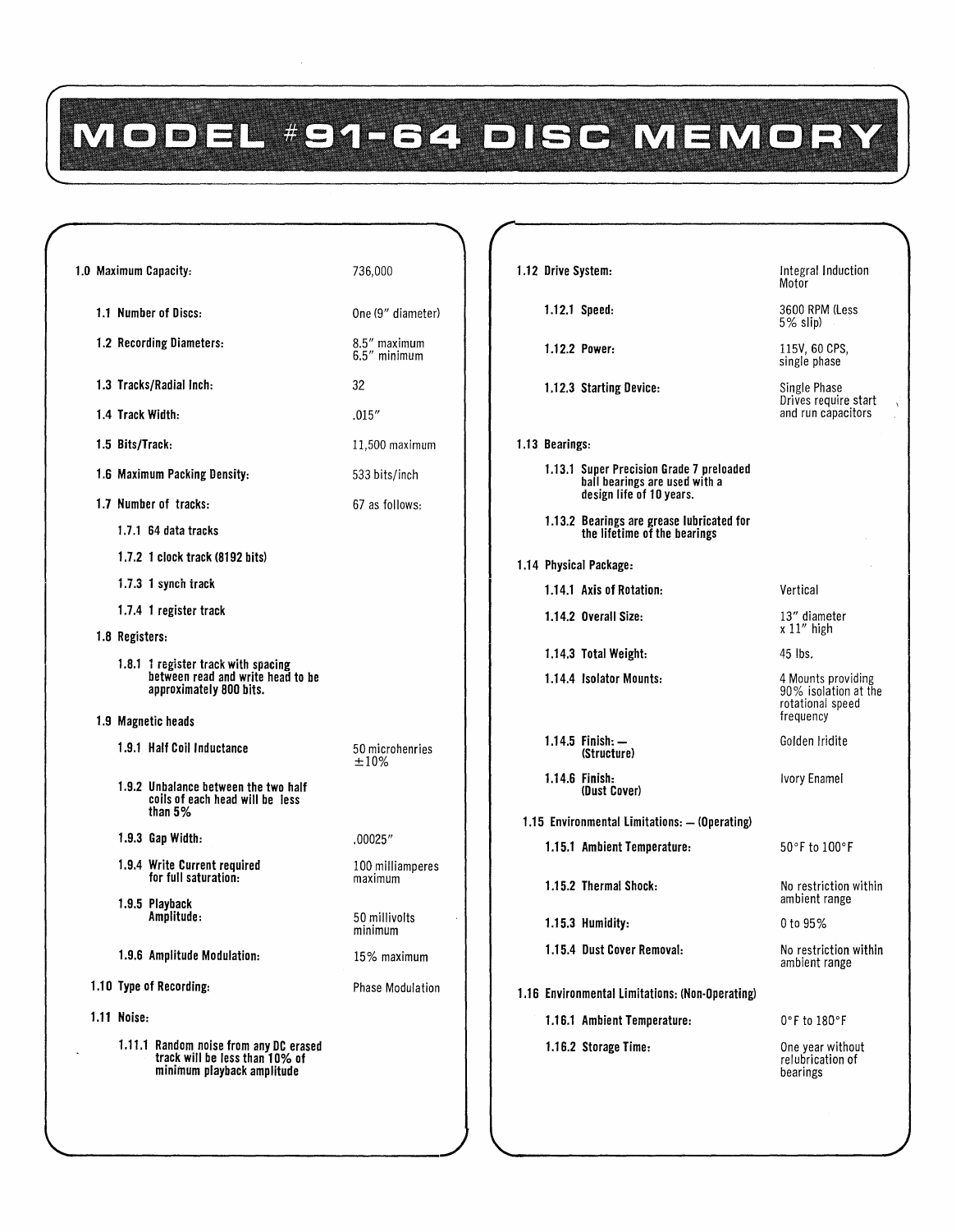# MODEL #91-64 DISC MEMORY

| Item | Specification |
|---|---|
| **1.0 Maximum Capacity:** | 736,000 |
| **1.1 Number of Discs:** | One (9″ diameter) |
| **1.2 Recording Diameters:** | 8.5″ maximum<br>6.5″ minimum |
| **1.3 Tracks/Radial Inch:** | 32 |
| **1.4 Track Width:** | .015″ |
| **1.5 Bits/Track:** | 11,500 maximum |
| **1.6 Maximum Packing Density:** | 533 bits/inch |
| **1.7 Number of tracks:** | 67 as follows: |
| **1.7.1 64 data tracks** | |
| **1.7.2 1 clock track (8192 bits)** | |
| **1.7.3 1 synch track** | |
| **1.7.4 1 register track** | |
| **1.8 Registers:** | |
| **1.8.1 1 register track with spacing between read and write head to be approximately 800 bits.** | |
| **1.9 Magnetic heads** | |
| **1.9.1 Half Coil Inductance** | 50 microhenries ±10% |
| **1.9.2 Unbalance between the two half coils of each head will be less than 5%** | |
| **1.9.3 Gap Width:** | .00025″ |
| **1.9.4 Write Current required for full saturation:** | 100 milliamperes maximum |
| **1.9.5 Playback Amplitude:** | 50 millivolts minimum |
| **1.9.6 Amplitude Modulation:** | 15% maximum |
| **1.10 Type of Recording:** | Phase Modulation |
| **1.11 Noise:** | |
| **1.11.1 Random noise from any DC erased track will be less than 10% of minimum playback amplitude** | |
| **1.12 Drive System:** | Integral Induction Motor |
| **1.12.1 Speed:** | 3600 RPM (Less 5% slip) |
| **1.12.2 Power:** | 115V, 60 CPS, single phase |
| **1.12.3 Starting Device:** | Single Phase Drives require start and run capacitors |
| **1.13 Bearings:** | |
| **1.13.1 Super Precision Grade 7 preloaded ball bearings are used with a design life of 10 years.** | |
| **1.13.2 Bearings are grease lubricated for the lifetime of the bearings** | |
| **1.14 Physical Package:** | |
| **1.14.1 Axis of Rotation:** | Vertical |
| **1.14.2 Overall Size:** | 13″ diameter x 11″ high |
| **1.14.3 Total Weight:** | 45 lbs. |
| **1.14.4 Isolator Mounts:** | 4 Mounts providing 90% isolation at the rotational speed frequency |
| **1.14.5 Finish: — (Structure)** | Golden Iridite |
| **1.14.6 Finish: (Dust Cover)** | Ivory Enamel |
| **1.15 Environmental Limitations: — (Operating)** | |
| **1.15.1 Ambient Temperature:** | 50°F to 100°F |
| **1.15.2 Thermal Shock:** | No restriction within ambient range |
| **1.15.3 Humidity:** | 0 to 95% |
| **1.15.4 Dust Cover Removal:** | No restriction within ambient range |
| **1.16 Environmental Limitations: (Non-Operating)** | |
| **1.16.1 Ambient Temperature:** | 0°F to 180°F |
| **1.16.2 Storage Time:** | One year without relubrication of bearings |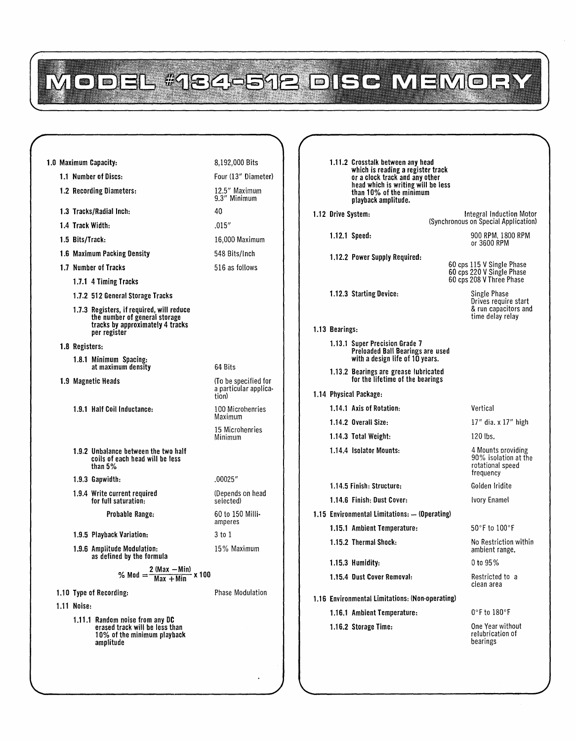# MODEL #134-512 DISC MEMORY

**1.0 Maximum Capacity:** 8,192,000 Bits

- **1.1 Number of Discs:** Four (13″ Diameter)
- **1.2 Recording Diameters:** 12.5″ Maximum, 9.3″ Minimum
- **1.3 Tracks/Radial Inch:** 40
- **1.4 Track Width:** .015″
- **1.5 Bits/Track:** 16,000 Maximum
- **1.6 Maximum Packing Density** 548 Bits/Inch
- **1.7 Number of Tracks** 516 as follows
  - **1.7.1 4 Timing Tracks**
  - **1.7.2 512 General Storage Tracks**
  - **1.7.3 Registers, if required, will reduce the number of general storage tracks by approximately 4 tracks per register**
- **1.8 Registers:**
  - **1.8.1 Minimum Spacing: at maximum density** 64 Bits
- **1.9 Magnetic Heads** (To be specified for a particular application)
  - **1.9.1 Half Coil Inductance:** 100 Microhenries Maximum; 15 Microhenries Minimum
  - **1.9.2 Unbalance between the two half coils of each head will be less than 5%**
  - **1.9.3 Gapwidth:** .00025″
  - **1.9.4 Write current required for full saturation:** (Depends on head selected)
    - **Probable Range:** 60 to 150 Milliamperes
  - **1.9.5 Playback Variation:** 3 to 1
  - **1.9.6 Amplitude Modulation: as defined by the formula** 15% Maximum

$$\% \text{ Mod} = \frac{2\,(\text{Max} - \text{Min})}{\text{Max} + \text{Min}} \times 100$$

- **1.10 Type of Recording:** Phase Modulation
- **1.11 Noise:**
  - **1.11.1 Random noise from any DC erased track will be less than 10% of the minimum playback amplitude**
  - **1.11.2 Crosstalk between any head which is reading a register track or a clock track and any other head which is writing will be less than 10% of the minimum playback amplitude.**
- **1.12 Drive System:** Integral Induction Motor (Synchronous on Special Application)
  - **1.12.1 Speed:** 900 RPM, 1800 RPM or 3600 RPM
  - **1.12.2 Power Supply Required:** 60 cps 115 V Single Phase; 60 cps 220 V Single Phase; 60 cps 208 V Three Phase
  - **1.12.3 Starting Device:** Single Phase Drives require start & run capacitors and time delay relay
- **1.13 Bearings:**
  - **1.13.1 Super Precision Grade 7 Preloaded Ball Bearings are used with a design life of 10 years.**
  - **1.13.2 Bearings are grease lubricated for the lifetime of the bearings**
- **1.14 Physical Package:**
  - **1.14.1 Axis of Rotation:** Vertical
  - **1.14.2 Overall Size:** 17″ dia. x 17″ high
  - **1.14.3 Total Weight:** 120 lbs.
  - **1.14.4 Isolator Mounts:** 4 Mounts providing 90% isolation at the rotational speed frequency
  - **1.14.5 Finish: Structure:** Golden Iridite
  - **1.14.6 Finish: Dust Cover:** Ivory Enamel
- **1.15 Environmental Limitations: — (Operating)**
  - **1.15.1 Ambient Temperature:** 50°F to 100°F
  - **1.15.2 Thermal Shock:** No Restriction within ambient range.
  - **1.15.3 Humidity:** 0 to 95%
  - **1.15.4 Dust Cover Removal:** Restricted to a clean area
- **1.16 Environmental Limitations: (Non-operating)**
  - **1.16.1 Ambient Temperature:** 0°F to 180°F
  - **1.16.2 Storage Time:** One Year without relubrication of bearings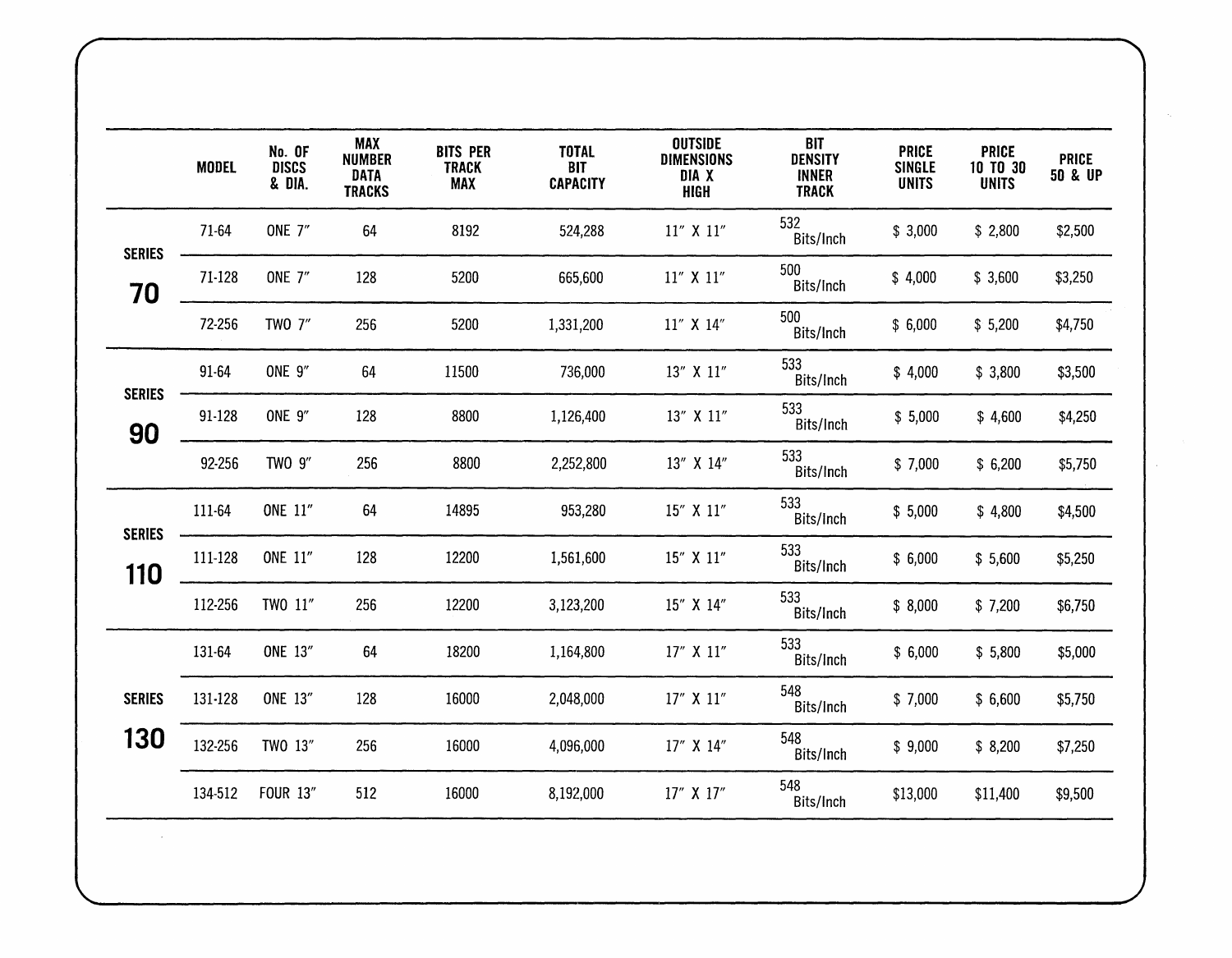| | MODEL | No. OF DISCS & DIA. | MAX NUMBER DATA TRACKS | BITS PER TRACK MAX | TOTAL BIT CAPACITY | OUTSIDE DIMENSIONS DIA X HIGH | BIT DENSITY INNER TRACK | PRICE SINGLE UNITS | PRICE 10 TO 30 UNITS | PRICE 50 & UP |
|---|---|---|---|---|---|---|---|---|---|---|
| SERIES 70 | 71-64 | ONE 7″ | 64 | 8192 | 524,288 | 11″ X 11″ | 532 Bits/Inch | $ 3,000 | $ 2,800 | $2,500 |
| | 71-128 | ONE 7″ | 128 | 5200 | 665,600 | 11″ X 11″ | 500 Bits/Inch | $ 4,000 | $ 3,600 | $3,250 |
| | 72-256 | TWO 7″ | 256 | 5200 | 1,331,200 | 11″ X 14″ | 500 Bits/Inch | $ 6,000 | $ 5,200 | $4,750 |
| SERIES 90 | 91-64 | ONE 9″ | 64 | 11500 | 736,000 | 13″ X 11″ | 533 Bits/Inch | $ 4,000 | $ 3,800 | $3,500 |
| | 91-128 | ONE 9″ | 128 | 8800 | 1,126,400 | 13″ X 11″ | 533 Bits/Inch | $ 5,000 | $ 4,600 | $4,250 |
| | 92-256 | TWO 9″ | 256 | 8800 | 2,252,800 | 13″ X 14″ | 533 Bits/Inch | $ 7,000 | $ 6,200 | $5,750 |
| SERIES 110 | 111-64 | ONE 11″ | 64 | 14895 | 953,280 | 15″ X 11″ | 533 Bits/Inch | $ 5,000 | $ 4,800 | $4,500 |
| | 111-128 | ONE 11″ | 128 | 12200 | 1,561,600 | 15″ X 11″ | 533 Bits/Inch | $ 6,000 | $ 5,600 | $5,250 |
| | 112-256 | TWO 11″ | 256 | 12200 | 3,123,200 | 15″ X 14″ | 533 Bits/Inch | $ 8,000 | $ 7,200 | $6,750 |
| SERIES 130 | 131-64 | ONE 13″ | 64 | 18200 | 1,164,800 | 17″ X 11″ | 533 Bits/Inch | $ 6,000 | $ 5,800 | $5,000 |
| | 131-128 | ONE 13″ | 128 | 16000 | 2,048,000 | 17″ X 11″ | 548 Bits/Inch | $ 7,000 | $ 6,600 | $5,750 |
| | 132-256 | TWO 13″ | 256 | 16000 | 4,096,000 | 17″ X 14″ | 548 Bits/Inch | $ 9,000 | $ 8,200 | $7,250 |
| | 134-512 | FOUR 13″ | 512 | 16000 | 8,192,000 | 17″ X 17″ | 548 Bits/Inch | $13,000 | $11,400 | $9,500 |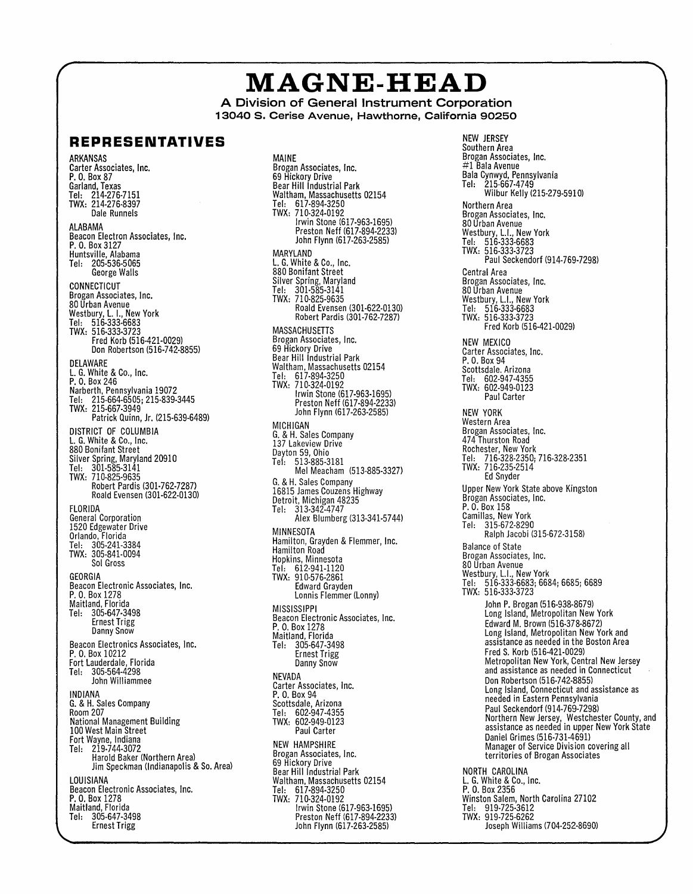# MAGNE-HEAD

**A Division of General Instrument Corporation**
**13040 S. Cerise Avenue, Hawthorne, California 90250**

## REPRESENTATIVES

ARKANSAS
Carter Associates, Inc.
P. O. Box 87
Garland, Texas
Tel: 214-276-7151
TWX: 214-276-8397
Dale Runnels

ALABAMA
Beacon Electron Associates, Inc.
P. O. Box 3127
Huntsville, Alabama
Tel: 205-536-5065
George Walls

CONNECTICUT
Brogan Associates, Inc.
80 Urban Avenue
Westbury, L. I., New York
Tel: 516-333-6683
TWX: 516-333-3723
Fred Korb (516-421-0029)
Don Robertson (516-742-8855)

DELAWARE
L. G. White & Co., Inc.
P. O. Box 246
Narberth, Pennsylvania 19072
Tel: 215-664-6505; 215-839-3445
TWX: 215-667-3949
Patrick Quinn, Jr. (215-639-6489)

DISTRICT OF COLUMBIA
L. G. White & Co., Inc.
880 Bonifant Street
Silver Spring, Maryland 20910
Tel: 301-585-3141
TWX: 710-825-9635
Robert Pardis (301-762-7287)
Roald Evensen (301-622-0130)

FLORIDA
General Corporation
1520 Edgewater Drive
Orlando, Florida
Tel: 305-241-3384
TWX: 305-841-0094
Sol Gross

GEORGIA
Beacon Electronic Associates, Inc.
P. O. Box 1278
Maitland, Florida
Tel: 305-647-3498
Ernest Trigg
Danny Snow

Beacon Electronics Associates, Inc.
P. O. Box 10212
Fort Lauderdale, Florida
Tel: 305-564-4298
John Williammee

INDIANA
G. & H. Sales Company
Room 207
National Management Building
100 West Main Street
Fort Wayne, Indiana
Tel: 219-744-3072
Harold Baker (Northern Area)
Jim Speckman (Indianapolis & So. Area)

LOUISIANA
Beacon Electronic Associates, Inc.
P. O. Box 1278
Maitland, Florida
Tel: 305-647-3498
Ernest Trigg

MAINE
Brogan Associates, Inc.
69 Hickory Drive
Bear Hill Industrial Park
Waltham, Massachusetts 02154
Tel: 617-894-3250
TWX: 710-324-0192
Irwin Stone (617-963-1695)
Preston Neff (617-894-2233)
John Flynn (617-263-2585)

MARYLAND
L. G. White & Co., Inc.
880 Bonifant Street
Silver Spring, Maryland
Tel: 301-585-3141
TWX: 710-825-9635
Roald Evensen (301-622-0130)
Robert Pardis (301-762-7287)

MASSACHUSETTS
Brogan Associates, Inc.
69 Hickory Drive
Bear Hill Industrial Park
Waltham, Massachusetts 02154
Tel: 617-894-3250
TWX: 710-324-0192
Irwin Stone (617-963-1695)
Preston Neff (617-894-2233)
John Flynn (617-263-2585)

MICHIGAN
G. & H. Sales Company
137 Lakeview Drive
Dayton 59, Ohio
Tel: 513-885-3181
Mel Meacham (513-885-3327)

G. & H. Sales Company
16815 James Couzens Highway
Detroit, Michigan 48235
Tel: 313-342-4747
Alex Blumberg (313-341-5744)

MINNESOTA
Hamilton, Grayden & Flemmer, Inc.
Hamilton Road
Hopkins, Minnesota
Tel: 612-941-1120
TWX: 910-576-2861
Edward Grayden
Lonnis Flemmer (Lonny)

MISSISSIPPI
Beacon Electronic Associates, Inc.
P. O. Box 1278
Maitland, Florida
Tel: 305-647-3498
Ernest Trigg
Danny Snow

NEVADA
Carter Associates, Inc.
P. O. Box 94
Scottsdale, Arizona
Tel: 602-947-4355
TWX: 602-949-0123
Paul Carter

NEW HAMPSHIRE
Brogan Associates, Inc.
69 Hickory Drive
Bear Hill Industrial Park
Waltham, Massachusetts 02154
Tel: 617-894-3250
TWX: 710-324-0192
Irwin Stone (617-963-1695)
Preston Neff (617-894-2233)
John Flynn (617-263-2585)

NEW JERSEY
Southern Area
Brogan Associates, Inc.
#1 Bala Avenue
Bala Cynwyd, Pennsylvania
Tel: 215-667-4749
Wilbur Kelly (215-279-5910)

Northern Area
Brogan Associates, Inc.
80 Urban Avenue
Westbury, L.I., New York
Tel: 516-333-6683
TWX: 516-333-3723
Paul Seckendorf (914-769-7298)

Central Area
Brogan Associates, Inc.
80 Urban Avenue
Westbury, L.I., New York
Tel: 516-333-6683
TWX: 516-333-3723
Fred Korb (516-421-0029)

NEW MEXICO
Carter Associates, Inc.
P. O. Box 94
Scottsdale. Arizona
Tel: 602-947-4355
TWX: 602-949-0123
Paul Carter

NEW YORK
Western Area
Brogan Associates, Inc.
474 Thurston Road
Rochester, New York
Tel: 716-328-2350; 716-328-2351
TWX: 716-235-2514
Ed Snyder

Upper New York State above Kingston
Brogan Associates, Inc.
P. O. Box 158
Camillas, New York
Tel: 315-672-8290
Ralph Jacobi (315-672-3158)

Balance of State
Brogan Associates, Inc.
80 Urban Avenue
Westbury, L.I., New York
Tel: 516-333-6683; 6684; 6685; 6689
TWX: 516-333-3723
John P. Brogan (516-938-8679)
Long Island, Metropolitan New York
Edward M. Brown (516-378-8672)
Long Island, Metropolitan New York and assistance as needed in the Boston Area
Fred S. Korb (516-421-0029)
Metropolitan New York, Central New Jersey and assistance as needed in Connecticut
Don Robertson (516-742-8855)
Long Island, Connecticut and assistance as needed in Eastern Pennsylvania
Paul Seckendorf (914-769-7298)
Northern New Jersey, Westchester County, and assistance as needed in upper New York State
Daniel Grimes (516-731-4691)
Manager of Service Division covering all territories of Brogan Associates

NORTH CAROLINA
L. G. White & Co., Inc.
P. O. Box 2356
Winston Salem, North Carolina 27102
Tel: 919-725-3612
TWX: 919-725-6262
Joseph Williams (704-252-8690)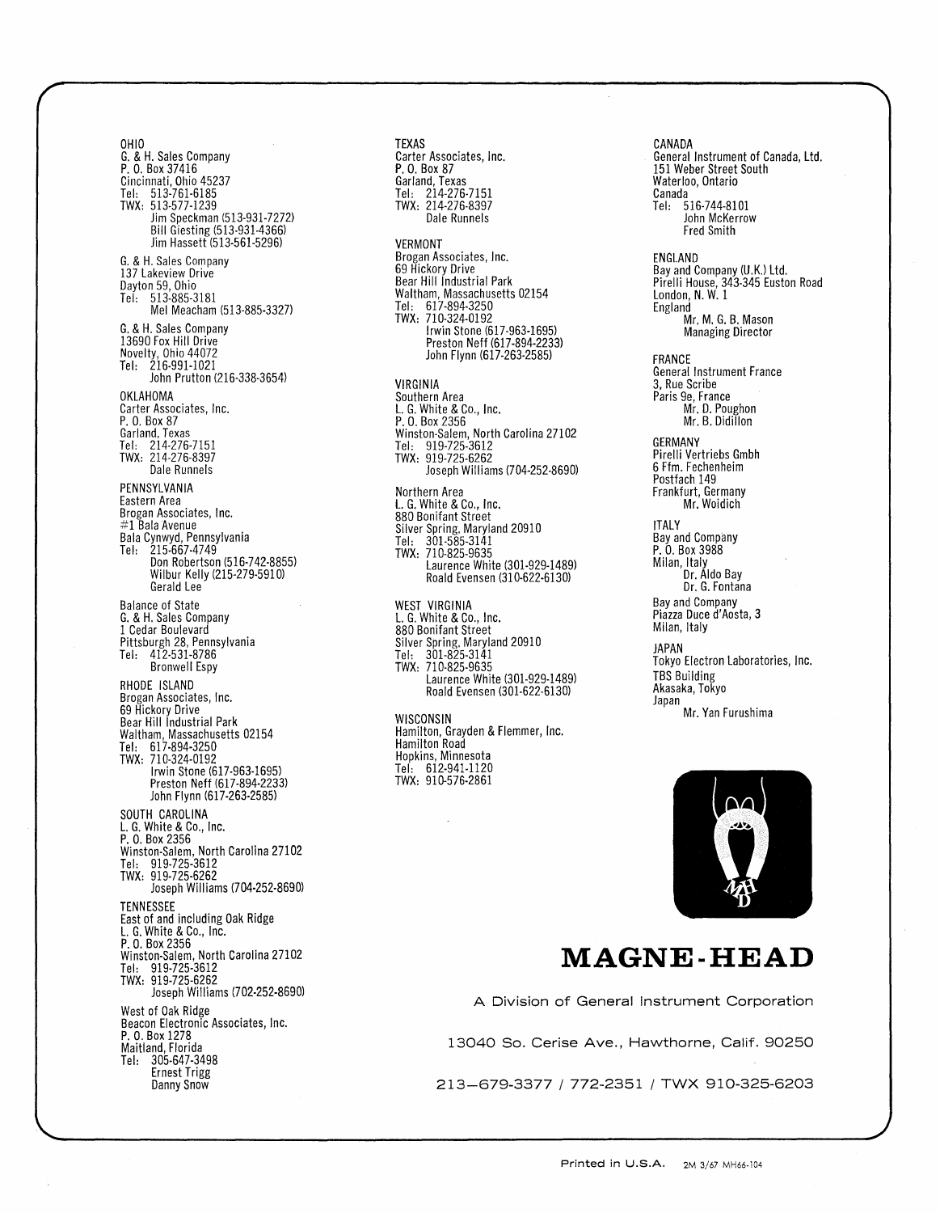OHIO
G. & H. Sales Company
P. O. Box 37416
Cincinnati, Ohio 45237
Tel: 513-761-6185
TWX: 513-577-1239
Jim Speckman (513-931-7272)
Bill Giesting (513-931-4366)
Jim Hassett (513-561-5296)

G. & H. Sales Company
137 Lakeview Drive
Dayton 59, Ohio
Tel: 513-885-3181
Mel Meacham (513-885-3327)

G. & H. Sales Company
13690 Fox Hill Drive
Novelty, Ohio 44072
Tel: 216-991-1021
John Prutton (216-338-3654)

OKLAHOMA
Carter Associates, Inc.
P. O. Box 87
Garland, Texas
Tel: 214-276-7151
TWX: 214-276-8397
Dale Runnels

PENNSYLVANIA
Eastern Area
Brogan Associates, Inc.
#1 Bala Avenue
Bala Cynwyd, Pennsylvania
Tel: 215-667-4749
Don Robertson (516-742-8855)
Wilbur Kelly (215-279-5910)
Gerald Lee

Balance of State
G. & H. Sales Company
1 Cedar Boulevard
Pittsburgh 28, Pennsylvania
Tel: 412-531-8786
Bronwell Espy

RHODE ISLAND
Brogan Associates, Inc.
69 Hickory Drive
Bear Hill Industrial Park
Waltham, Massachusetts 02154
Tel: 617-894-3250
TWX: 710-324-0192
Irwin Stone (617-963-1695)
Preston Neff (617-894-2233)
John Flynn (617-263-2585)

SOUTH CAROLINA
L. G. White & Co., Inc.
P. O. Box 2356
Winston-Salem, North Carolina 27102
Tel: 919-725-3612
TWX: 919-725-6262
Joseph Williams (704-252-8690)

TENNESSEE
East of and including Oak Ridge
L. G. White & Co., Inc.
P. O. Box 2356
Winston-Salem, North Carolina 27102
Tel: 919-725-3612
TWX: 919-725-6262
Joseph Williams (702-252-8690)

West of Oak Ridge
Beacon Electronic Associates, Inc.
P. O. Box 1278
Maitland, Florida
Tel: 305-647-3498
Ernest Trigg
Danny Snow

TEXAS
Carter Associates, Inc.
P. O. Box 87
Garland, Texas
Tel: 214-276-7151
TWX: 214-276-8397
Dale Runnels

VERMONT
Brogan Associates, Inc.
69 Hickory Drive
Bear Hill Industrial Park
Waltham, Massachusetts 02154
Tel: 617-894-3250
TWX: 710-324-0192
Irwin Stone (617-963-1695)
Preston Neff (617-894-2233)
John Flynn (617-263-2585)

VIRGINIA
Southern Area
L. G. White & Co., Inc.
P. O. Box 2356
Winston-Salem, North Carolina 27102
Tel: 919-725-3612
TWX: 919-725-6262
Joseph Williams (704-252-8690)

Northern Area
L. G. White & Co., Inc.
880 Bonifant Street
Silver Spring, Maryland 20910
Tel: 301-585-3141
TWX: 710-825-9635
Laurence White (301-929-1489)
Roald Evensen (310-622-6130)

WEST VIRGINIA
L. G. White & Co., Inc.
880 Bonifant Street
Silver Spring, Maryland 20910
Tel: 301-825-3141
TWX: 710-825-9635
Laurence White (301-929-1489)
Roald Evensen (301-622-6130)

WISCONSIN
Hamilton, Grayden & Flemmer, Inc.
Hamilton Road
Hopkins, Minnesota
Tel: 612-941-1120
TWX: 910-576-2861

CANADA
General Instrument of Canada, Ltd.
151 Weber Street South
Waterloo, Ontario
Canada
Tel: 516-744-8101
John McKerrow
Fred Smith

ENGLAND
Bay and Company (U.K.) Ltd.
Pirelli House, 343-345 Euston Road
London, N. W. 1
England
Mr. M. G. B. Mason
Managing Director

FRANCE
General Instrument France
3, Rue Scribe
Paris 9e, France
Mr. D. Poughon
Mr. B. Didillon

GERMANY
Pirelli Vertriebs Gmbh
6 Ffm. Fechenheim
Postfach 149
Frankfurt, Germany
Mr. Woidich

ITALY
Bay and Company
P. O. Box 3988
Milan, Italy
Dr. Aldo Bay
Dr. G. Fontana

Bay and Company
Piazza Duce d'Aosta, 3
Milan, Italy

JAPAN
Tokyo Electron Laboratories, Inc.
TBS Building
Akasaka, Tokyo
Japan
Mr. Yan Furushima

# MAGNE-HEAD

A Division of General Instrument Corporation

13040 So. Cerise Ave., Hawthorne, Calif. 90250

213—679-3377 / 772-2351 / TWX 910-325-6203

Printed in U.S.A. 2M 3/67 MH66-104